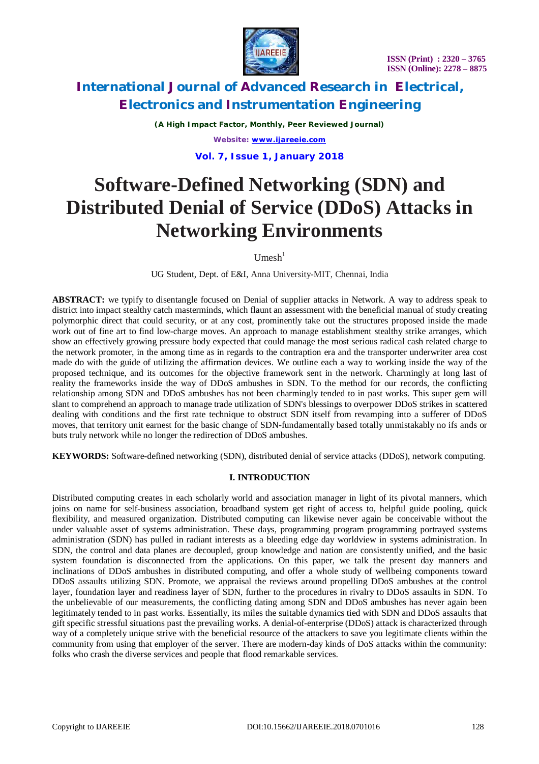# Software-Defined Networking (SDN) and Distributed Denial of Service (DDoS) Attacks in Networking Environments

Umesh[1]

UG Student, Dept. of E&I, Anna University-MIT, Chennai, India

**ABSTRACT:** we typify to disentangle focused on Denial of supplier attacks in Network. A way to address speak to district into impact stealthy catch masterminds, which flaunt an assessment with the beneficial manual of study creating polymorphic direct that could security, or at any cost, prominently take out the structures proposed inside the made work out of fine art to find low-charge moves. An approach to manage establishment stealthy strike arranges, which show an effectively growing pressure body expected that could manage the most serious radical cash related charge to the network promoter, in the among time as in regards to the contraption era and the transporter underwriter area cost made do with the guide of utilizing the affirmation devices. We outline each a way to working inside the way of the proposed technique, and its outcomes for the objective framework sent in the network. Charmingly at long last of reality the frameworks inside the way of DDoS ambushes in SDN. To the method for our records, the conflicting relationship among SDN and DDoS ambushes has not been charmingly tended to in past works. This super gem will slant to comprehend an approach to manage trade utilization of SDN's blessings to overpower DDoS strikes in scattered dealing with conditions and the first rate technique to obstruct SDN itself from revamping into a sufferer of DDoS moves, that territory unit earnest for the basic change of SDN-fundamentally based totally unmistakably no ifs ands or buts truly network while no longer the redirection of DDoS ambushes.

**KEYWORDS:** Software-defined networking (SDN), distributed denial of service attacks (DDoS), network computing.

## I. INTRODUCTION

Distributed computing creates in each scholarly world and association manager in light of its pivotal manners, which joins on name for self-business association, broadband system get right of access to, helpful guide pooling, quick flexibility, and measured organization. Distributed computing can likewise never again be conceivable without the under valuable asset of systems administration. These days, programming program programming portrayed systems administration (SDN) has pulled in radiant interests as a bleeding edge day worldview in systems administration. In SDN, the control and data planes are decoupled, group knowledge and nation are consistently unified, and the basic system foundation is disconnected from the applications. On this paper, we talk the present day manners and inclinations of DDoS ambushes in distributed computing, and offer a whole study of wellbeing components toward DDoS assaults utilizing SDN. Promote, we appraisal the reviews around propelling DDoS ambushes at the control layer, foundation layer and readiness layer of SDN, further to the procedures in rivalry to DDoS assaults in SDN. To the unbelievable of our measurements, the conflicting dating among SDN and DDoS ambushes has never again been legitimately tended to in past works. Essentially, its miles the suitable dynamics tied with SDN and DDoS assaults that gift specific stressful situations past the prevailing works. A denial-of-enterprise (DDoS) attack is characterized through way of a completely unique strive with the beneficial resource of the attackers to save you legitimate clients within the community from using that employer of the server. There are modern-day kinds of DoS attacks within the community: folks who crash the diverse services and people that flood remarkable services.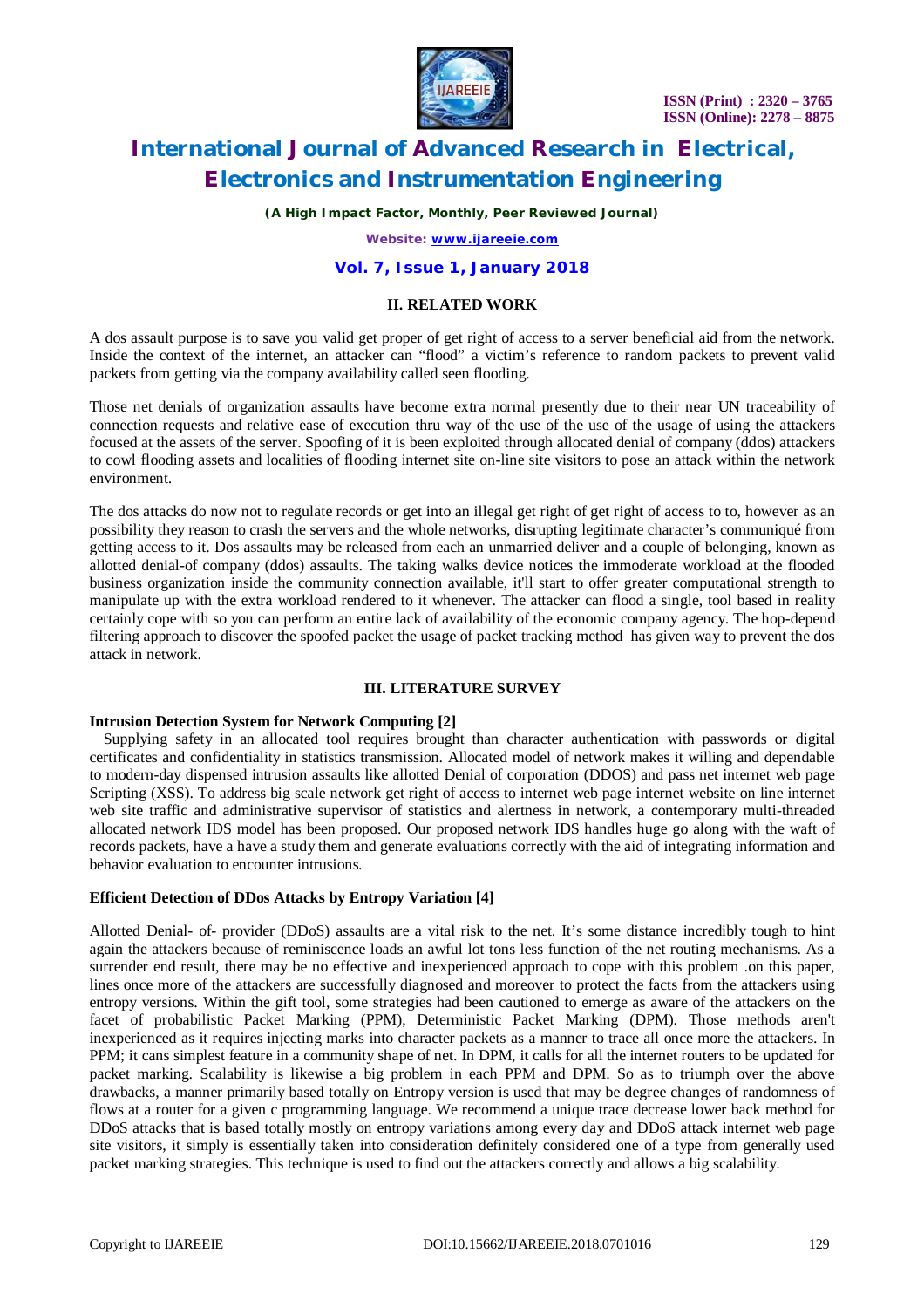## II. RELATED WORK

A dos assault purpose is to save you valid get proper of get right of access to a server beneficial aid from the network. Inside the context of the internet, an attacker can "flood" a victim's reference to random packets to prevent valid packets from getting via the company availability called seen flooding.

Those net denials of organization assaults have become extra normal presently due to their near UN traceability of connection requests and relative ease of execution thru way of the use of the use of the usage of using the attackers focused at the assets of the server. Spoofing of it is been exploited through allocated denial of company (ddos) attackers to cowl flooding assets and localities of flooding internet site on-line site visitors to pose an attack within the network environment.

The dos attacks do now not to regulate records or get into an illegal get right of get right of access to to, however as an possibility they reason to crash the servers and the whole networks, disrupting legitimate character's communiqué from getting access to it. Dos assaults may be released from each an unmarried deliver and a couple of belonging, known as allotted denial-of company (ddos) assaults. The taking walks device notices the immoderate workload at the flooded business organization inside the community connection available, it'll start to offer greater computational strength to manipulate up with the extra workload rendered to it whenever. The attacker can flood a single, tool based in reality certainly cope with so you can perform an entire lack of availability of the economic company agency. The hop-depend filtering approach to discover the spoofed packet the usage of packet tracking method has given way to prevent the dos attack in network.

## III. LITERATURE SURVEY

**Intrusion Detection System for Network Computing [2]**

Supplying safety in an allocated tool requires brought than character authentication with passwords or digital certificates and confidentiality in statistics transmission. Allocated model of network makes it willing and dependable to modern-day dispensed intrusion assaults like allotted Denial of corporation (DDOS) and pass net internet web page Scripting (XSS). To address big scale network get right of access to internet web page internet website on line internet web site traffic and administrative supervisor of statistics and alertness in network, a contemporary multi-threaded allocated network IDS model has been proposed. Our proposed network IDS handles huge go along with the waft of records packets, have a have a study them and generate evaluations correctly with the aid of integrating information and behavior evaluation to encounter intrusions.

**Efficient Detection of DDos Attacks by Entropy Variation [4]**

Allotted Denial- of- provider (DDoS) assaults are a vital risk to the net. It's some distance incredibly tough to hint again the attackers because of reminiscence loads an awful lot tons less function of the net routing mechanisms. As a surrender end result, there may be no effective and inexperienced approach to cope with this problem .on this paper, lines once more of the attackers are successfully diagnosed and moreover to protect the facts from the attackers using entropy versions. Within the gift tool, some strategies had been cautioned to emerge as aware of the attackers on the facet of probabilistic Packet Marking (PPM), Deterministic Packet Marking (DPM). Those methods aren't inexperienced as it requires injecting marks into character packets as a manner to trace all once more the attackers. In PPM; it cans simplest feature in a community shape of net. In DPM, it calls for all the internet routers to be updated for packet marking. Scalability is likewise a big problem in each PPM and DPM. So as to triumph over the above drawbacks, a manner primarily based totally on Entropy version is used that may be degree changes of randomness of flows at a router for a given c programming language. We recommend a unique trace decrease lower back method for DDoS attacks that is based totally mostly on entropy variations among every day and DDoS attack internet web page site visitors, it simply is essentially taken into consideration definitely considered one of a type from generally used packet marking strategies. This technique is used to find out the attackers correctly and allows a big scalability.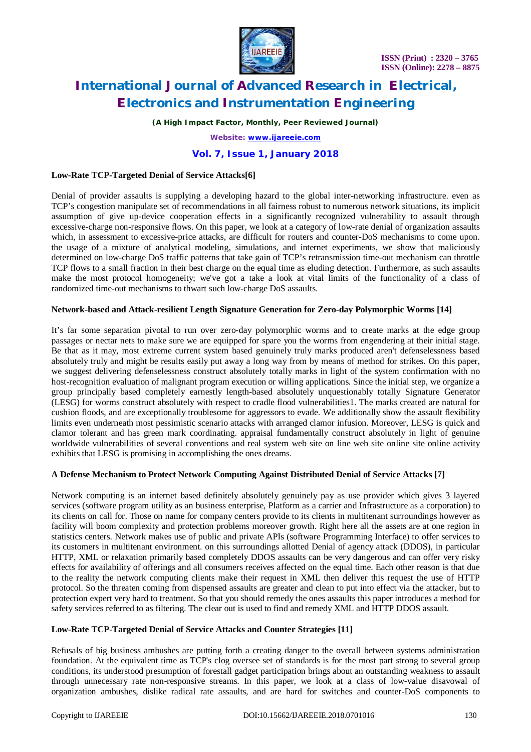**Low-Rate TCP-Targeted Denial of Service Attacks[6]**

Denial of provider assaults is supplying a developing hazard to the global inter-networking infrastructure. even as TCP's congestion manipulate set of recommendations in all fairness robust to numerous network situations, its implicit assumption of give up-device cooperation effects in a significantly recognized vulnerability to assault through excessive-charge non-responsive flows. On this paper, we look at a category of low-rate denial of organization assaults which, in assessment to excessive-price attacks, are difficult for routers and counter-DoS mechanisms to come upon. the usage of a mixture of analytical modeling, simulations, and internet experiments, we show that maliciously determined on low-charge DoS traffic patterns that take gain of TCP's retransmission time-out mechanism can throttle TCP flows to a small fraction in their best charge on the equal time as eluding detection. Furthermore, as such assaults make the most protocol homogeneity; we've got a take a look at vital limits of the functionality of a class of randomized time-out mechanisms to thwart such low-charge DoS assaults.

**Network-based and Attack-resilient Length Signature Generation for Zero-day Polymorphic Worms [14]**

It's far some separation pivotal to run over zero-day polymorphic worms and to create marks at the edge group passages or nectar nets to make sure we are equipped for spare you the worms from engendering at their initial stage. Be that as it may, most extreme current system based genuinely truly marks produced aren't defenselessness based absolutely truly and might be results easily put away a long way from by means of method for strikes. On this paper, we suggest delivering defenselessness construct absolutely totally marks in light of the system confirmation with no host-recognition evaluation of malignant program execution or willing applications. Since the initial step, we organize a group principally based completely earnestly length-based absolutely unquestionably totally Signature Generator (LESG) for worms construct absolutely with respect to cradle flood vulnerabilities1. The marks created are natural for cushion floods, and are exceptionally troublesome for aggressors to evade. We additionally show the assault flexibility limits even underneath most pessimistic scenario attacks with arranged clamor infusion. Moreover, LESG is quick and clamor tolerant and has green mark coordinating. appraisal fundamentally construct absolutely in light of genuine worldwide vulnerabilities of several conventions and real system web site on line web site online site online activity exhibits that LESG is promising in accomplishing the ones dreams.

**A Defense Mechanism to Protect Network Computing Against Distributed Denial of Service Attacks [7]**

Network computing is an internet based definitely absolutely genuinely pay as use provider which gives 3 layered services (software program utility as an business enterprise, Platform as a carrier and Infrastructure as a corporation) to its clients on call for. Those on name for company centers provide to its clients in multitenant surroundings however as facility will boom complexity and protection problems moreover growth. Right here all the assets are at one region in statistics centers. Network makes use of public and private APIs (software Programming Interface) to offer services to its customers in multitenant environment. on this surroundings allotted Denial of agency attack (DDOS), in particular HTTP, XML or relaxation primarily based completely DDOS assaults can be very dangerous and can offer very risky effects for availability of offerings and all consumers receives affected on the equal time. Each other reason is that due to the reality the network computing clients make their request in XML then deliver this request the use of HTTP protocol. So the threaten coming from dispensed assaults are greater and clean to put into effect via the attacker, but to protection expert very hard to treatment. So that you should remedy the ones assaults this paper introduces a method for safety services referred to as filtering. The clear out is used to find and remedy XML and HTTP DDOS assault.

**Low-Rate TCP-Targeted Denial of Service Attacks and Counter Strategies [11]**

Refusals of big business ambushes are putting forth a creating danger to the overall between systems administration foundation. At the equivalent time as TCP's clog oversee set of standards is for the most part strong to several group conditions, its understood presumption of forestall gadget participation brings about an outstanding weakness to assault through unnecessary rate non-responsive streams. In this paper, we look at a class of low-value disavowal of organization ambushes, dislike radical rate assaults, and are hard for switches and counter-DoS components to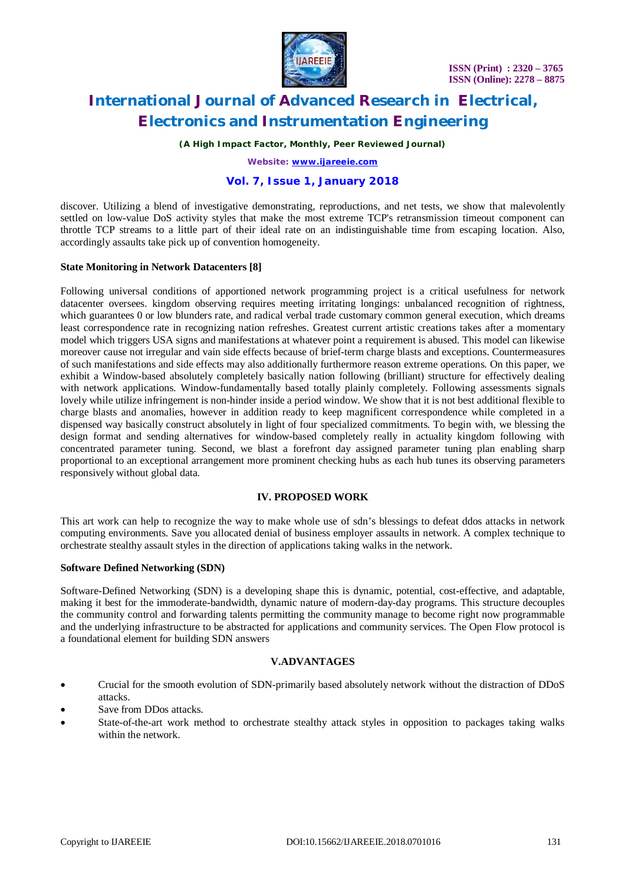discover. Utilizing a blend of investigative demonstrating, reproductions, and net tests, we show that malevolently settled on low-value DoS activity styles that make the most extreme TCP's retransmission timeout component can throttle TCP streams to a little part of their ideal rate on an indistinguishable time from escaping location. Also, accordingly assaults take pick up of convention homogeneity.

**State Monitoring in Network Datacenters [8]**

Following universal conditions of apportioned network programming project is a critical usefulness for network datacenter oversees. kingdom observing requires meeting irritating longings: unbalanced recognition of rightness, which guarantees 0 or low blunders rate, and radical verbal trade customary common general execution, which dreams least correspondence rate in recognizing nation refreshes. Greatest current artistic creations takes after a momentary model which triggers USA signs and manifestations at whatever point a requirement is abused. This model can likewise moreover cause not irregular and vain side effects because of brief-term charge blasts and exceptions. Countermeasures of such manifestations and side effects may also additionally furthermore reason extreme operations. On this paper, we exhibit a Window-based absolutely completely basically nation following (brilliant) structure for effectively dealing with network applications. Window-fundamentally based totally plainly completely. Following assessments signals lovely while utilize infringement is non-hinder inside a period window. We show that it is not best additional flexible to charge blasts and anomalies, however in addition ready to keep magnificent correspondence while completed in a dispensed way basically construct absolutely in light of four specialized commitments. To begin with, we blessing the design format and sending alternatives for window-based completely really in actuality kingdom following with concentrated parameter tuning. Second, we blast a forefront day assigned parameter tuning plan enabling sharp proportional to an exceptional arrangement more prominent checking hubs as each hub tunes its observing parameters responsively without global data.

## IV. PROPOSED WORK

This art work can help to recognize the way to make whole use of sdn's blessings to defeat ddos attacks in network computing environments. Save you allocated denial of business employer assaults in network. A complex technique to orchestrate stealthy assault styles in the direction of applications taking walks in the network.

**Software Defined Networking (SDN)**

Software-Defined Networking (SDN) is a developing shape this is dynamic, potential, cost-effective, and adaptable, making it best for the immoderate-bandwidth, dynamic nature of modern-day-day programs. This structure decouples the community control and forwarding talents permitting the community manage to become right now programmable and the underlying infrastructure to be abstracted for applications and community services. The Open Flow protocol is a foundational element for building SDN answers

## V.ADVANTAGES

- Crucial for the smooth evolution of SDN-primarily based absolutely network without the distraction of DDoS attacks.
- Save from DDos attacks.
- State-of-the-art work method to orchestrate stealthy attack styles in opposition to packages taking walks within the network.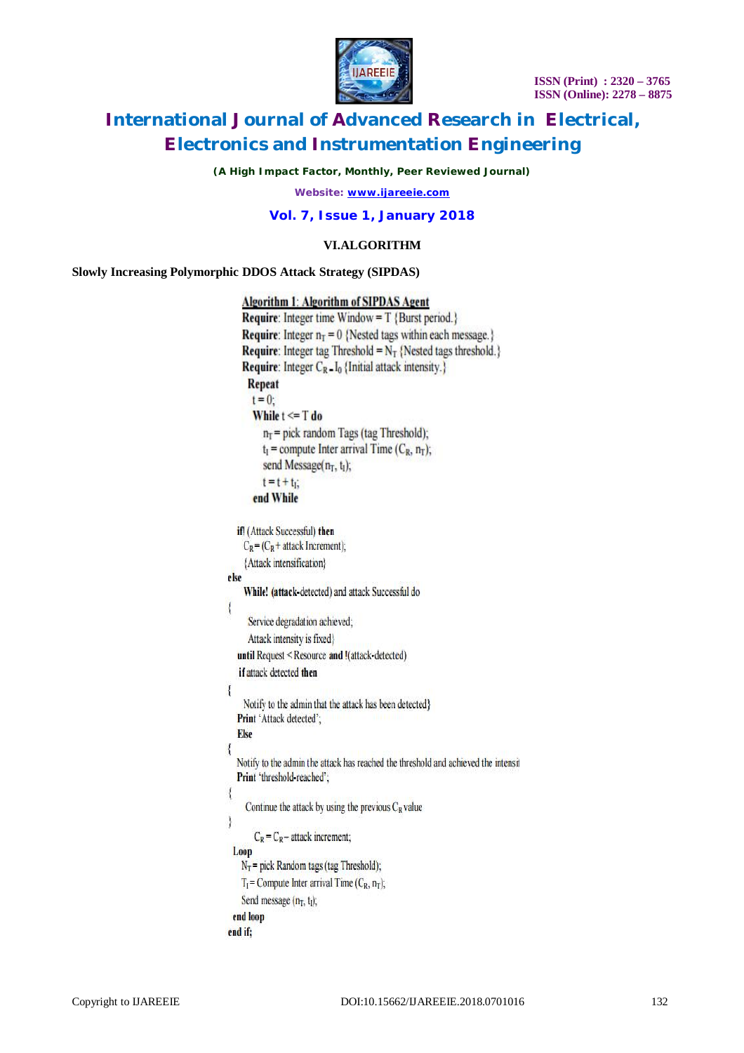### VI.ALGORITHM

**Slowly Increasing Polymorphic DDOS Attack Strategy (SIPDAS)**

```
Algorithm 1: Algorithm of SIPDAS Agent
Require: Integer time Window = T {Burst period.}
Require: Integer n_T = 0 {Nested tags within each message.}
Require: Integer tag Threshold = N_T {Nested tags threshold.}
Require: Integer C_R = I_0 {Initial attack intensity.}
  Repeat
   t = 0;
   While t <= T do
     n_T = pick random Tags (tag Threshold);
     t_I = compute Inter arrival Time (C_R, n_T);
     send Message(n_T, t_I);
     t = t + t_I;
   end While

 if! (Attack Successful) then
   C_R = (C_R + attack Increment);
   {Attack intensification}
else
   While! (attack-detected) and attack Successful do
{
    Service degradation achieved;
    Attack intensity is fixed}
 until Request < Resource and !(attack-detected)
 if attack detected then
{
   Notify to the admin that the attack has been detected}
 Print 'Attack detected';
 Else
{
 Notify to the admin the attack has reached the threshold and achieved the intensit
 Print 'threshold-reached';
{
   Continue the attack by using the previous C_R value
}
      C_R = C_R - attack increment;
 Loop
   N_T = pick Random tags (tag Threshold);
   T_I = Compute Inter arrival Time (C_R, n_T);
   Send message (n_T, t_I);
 end loop
end if;
```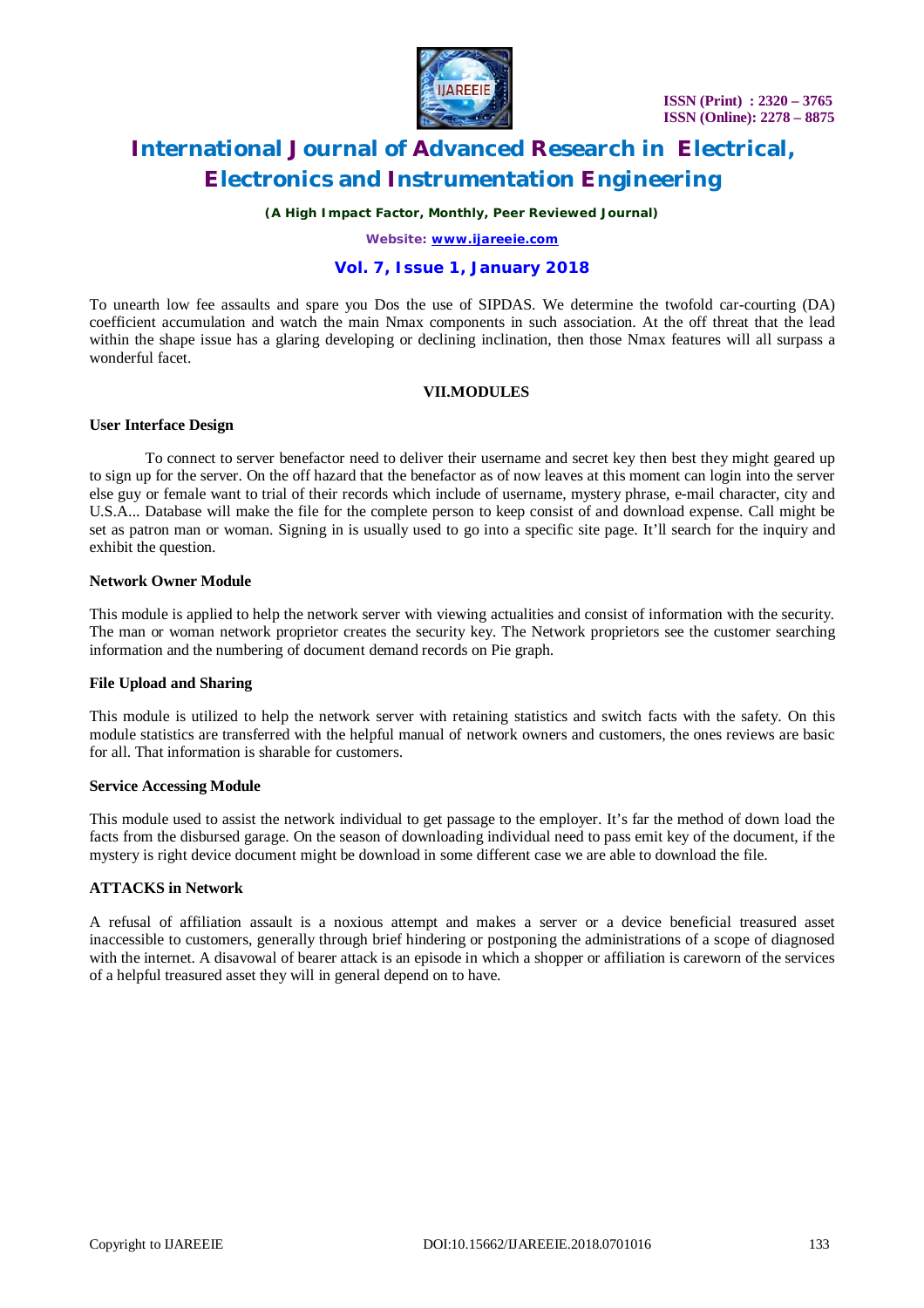To unearth low fee assaults and spare you Dos the use of SIPDAS. We determine the twofold car-courting (DA) coefficient accumulation and watch the main Nmax components in such association. At the off threat that the lead within the shape issue has a glaring developing or declining inclination, then those Nmax features will all surpass a wonderful facet.

## VII.MODULES

### User Interface Design

To connect to server benefactor need to deliver their username and secret key then best they might geared up to sign up for the server. On the off hazard that the benefactor as of now leaves at this moment can login into the server else guy or female want to trial of their records which include of username, mystery phrase, e-mail character, city and U.S.A... Database will make the file for the complete person to keep consist of and download expense. Call might be set as patron man or woman. Signing in is usually used to go into a specific site page. It'll search for the inquiry and exhibit the question.

### Network Owner Module

This module is applied to help the network server with viewing actualities and consist of information with the security. The man or woman network proprietor creates the security key. The Network proprietors see the customer searching information and the numbering of document demand records on Pie graph.

### File Upload and Sharing

This module is utilized to help the network server with retaining statistics and switch facts with the safety. On this module statistics are transferred with the helpful manual of network owners and customers, the ones reviews are basic for all. That information is sharable for customers.

### Service Accessing Module

This module used to assist the network individual to get passage to the employer. It's far the method of down load the facts from the disbursed garage. On the season of downloading individual need to pass emit key of the document, if the mystery is right device document might be download in some different case we are able to download the file.

### ATTACKS in Network

A refusal of affiliation assault is a noxious attempt and makes a server or a device beneficial treasured asset inaccessible to customers, generally through brief hindering or postponing the administrations of a scope of diagnosed with the internet. A disavowal of bearer attack is an episode in which a shopper or affiliation is careworn of the services of a helpful treasured asset they will in general depend on to have.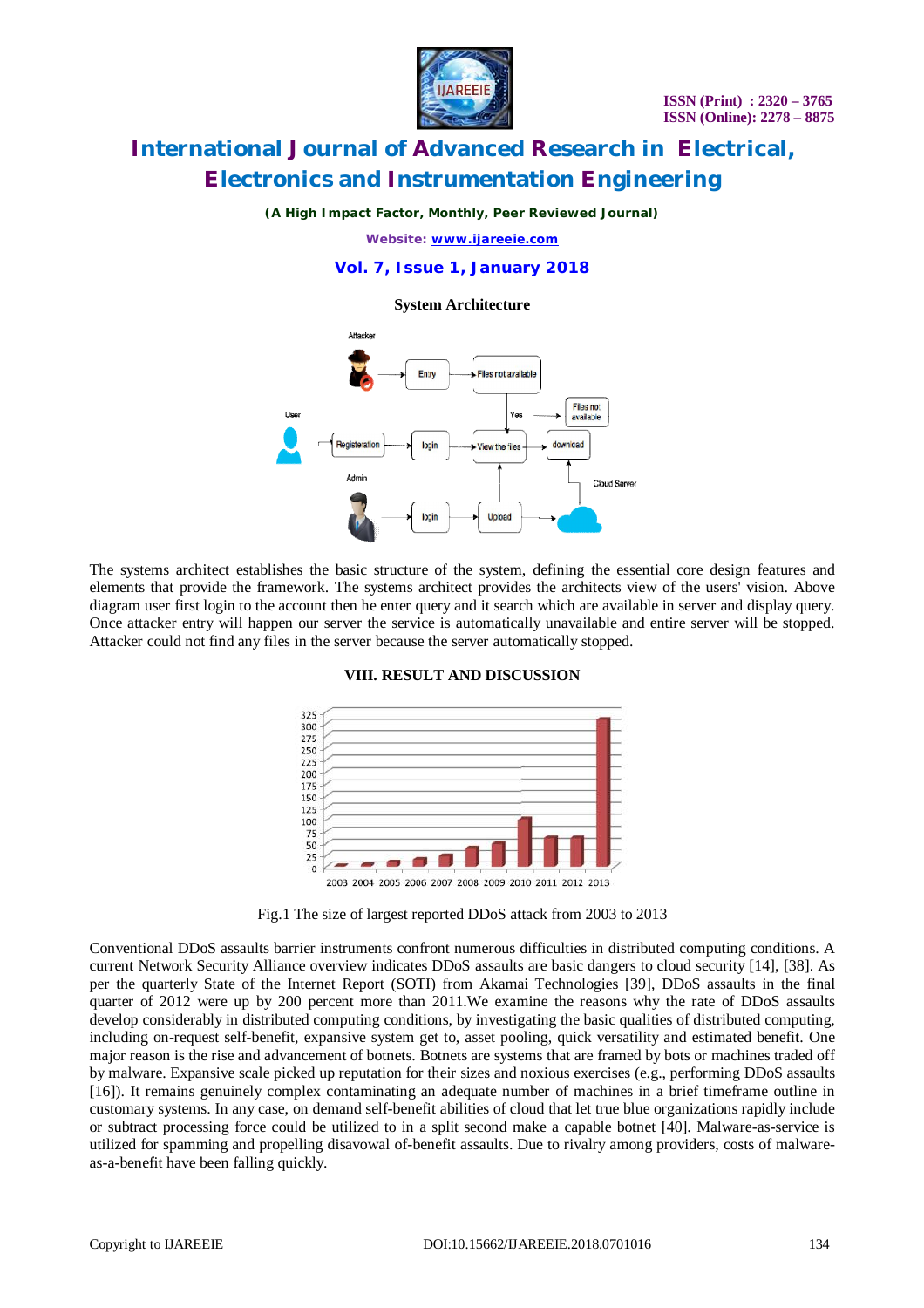**System Architecture**

The systems architect establishes the basic structure of the system, defining the essential core design features and elements that provide the framework. The systems architect provides the architects view of the users' vision. Above diagram user first login to the account then he enter query and it search which are available in server and display query. Once attacker entry will happen our server the service is automatically unavailable and entire server will be stopped. Attacker could not find any files in the server because the server automatically stopped.

## VIII. RESULT AND DISCUSSION

Fig.1 The size of largest reported DDoS attack from 2003 to 2013

Conventional DDoS assaults barrier instruments confront numerous difficulties in distributed computing conditions. A current Network Security Alliance overview indicates DDoS assaults are basic dangers to cloud security [14], [38]. As per the quarterly State of the Internet Report (SOTI) from Akamai Technologies [39], DDoS assaults in the final quarter of 2012 were up by 200 percent more than 2011.We examine the reasons why the rate of DDoS assaults develop considerably in distributed computing conditions, by investigating the basic qualities of distributed computing, including on-request self-benefit, expansive system get to, asset pooling, quick versatility and estimated benefit. One major reason is the rise and advancement of botnets. Botnets are systems that are framed by bots or machines traded off by malware. Expansive scale picked up reputation for their sizes and noxious exercises (e.g., performing DDoS assaults [16]). It remains genuinely complex contaminating an adequate number of machines in a brief timeframe outline in customary systems. In any case, on demand self-benefit abilities of cloud that let true blue organizations rapidly include or subtract processing force could be utilized to in a split second make a capable botnet [40]. Malware-as-service is utilized for spamming and propelling disavowal of-benefit assaults. Due to rivalry among providers, costs of malware-as-a-benefit have been falling quickly.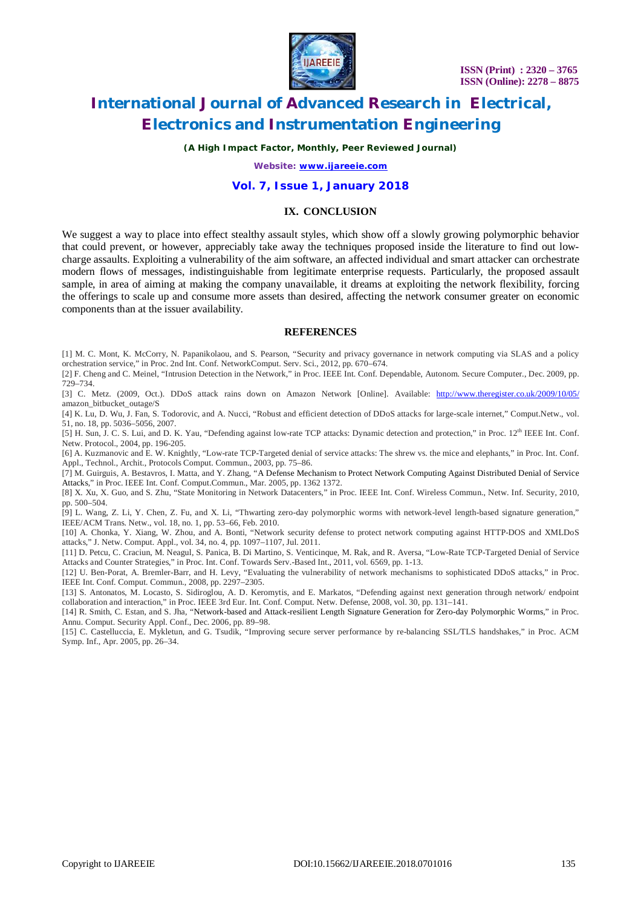## IX. CONCLUSION

We suggest a way to place into effect stealthy assault styles, which show off a slowly growing polymorphic behavior that could prevent, or however, appreciably take away the techniques proposed inside the literature to find out low-charge assaults. Exploiting a vulnerability of the aim software, an affected individual and smart attacker can orchestrate modern flows of messages, indistinguishable from legitimate enterprise requests. Particularly, the proposed assault sample, in area of aiming at making the company unavailable, it dreams at exploiting the network flexibility, forcing the offerings to scale up and consume more assets than desired, affecting the network consumer greater on economic components than at the issuer availability.

## REFERENCES

[1] M. C. Mont, K. McCorry, N. Papanikolaou, and S. Pearson, "Security and privacy governance in network computing via SLAS and a policy orchestration service," in Proc. 2nd Int. Conf. NetworkComput. Serv. Sci., 2012, pp. 670–674.

[2] F. Cheng and C. Meinel, "Intrusion Detection in the Network," in Proc. IEEE Int. Conf. Dependable, Autonom. Secure Computer., Dec. 2009, pp. 729–734.

[3] C. Metz. (2009, Oct.). DDoS attack rains down on Amazon Network [Online]. Available: http://www.theregister.co.uk/2009/10/05/amazon_bitbucket_outage/S

[4] K. Lu, D. Wu, J. Fan, S. Todorovic, and A. Nucci, "Robust and efficient detection of DDoS attacks for large-scale internet," Comput.Netw., vol. 51, no. 18, pp. 5036–5056, 2007.

[5] H. Sun, J. C. S. Lui, and D. K. Yau, "Defending against low-rate TCP attacks: Dynamic detection and protection," in Proc. 12th IEEE Int. Conf. Netw. Protocol., 2004, pp. 196-205.

[6] A. Kuzmanovic and E. W. Knightly, "Low-rate TCP-Targeted denial of service attacks: The shrew vs. the mice and elephants," in Proc. Int. Conf. Appl., Technol., Archit., Protocols Comput. Commun., 2003, pp. 75–86.

[7] M. Guirguis, A. Bestavros, I. Matta, and Y. Zhang, "A Defense Mechanism to Protect Network Computing Against Distributed Denial of Service Attacks," in Proc. IEEE Int. Conf. Comput.Commun., Mar. 2005, pp. 1362 1372.

[8] X. Xu, X. Guo, and S. Zhu, "State Monitoring in Network Datacenters," in Proc. IEEE Int. Conf. Wireless Commun., Netw. Inf. Security, 2010, pp. 500–504.

[9] L. Wang, Z. Li, Y. Chen, Z. Fu, and X. Li, "Thwarting zero-day polymorphic worms with network-level length-based signature generation," IEEE/ACM Trans. Netw., vol. 18, no. 1, pp. 53–66, Feb. 2010.

[10] A. Chonka, Y. Xiang, W. Zhou, and A. Bonti, "Network security defense to protect network computing against HTTP-DOS and XMLDoS attacks," J. Netw. Comput. Appl., vol. 34, no. 4, pp. 1097–1107, Jul. 2011.

[11] D. Petcu, C. Craciun, M. Neagul, S. Panica, B. Di Martino, S. Venticinque, M. Rak, and R. Aversa, "Low-Rate TCP-Targeted Denial of Service Attacks and Counter Strategies," in Proc. Int. Conf. Towards Serv.-Based Int., 2011, vol. 6569, pp. 1-13.

[12] U. Ben-Porat, A. Bremler-Barr, and H. Levy, "Evaluating the vulnerability of network mechanisms to sophisticated DDoS attacks," in Proc. IEEE Int. Conf. Comput. Commun., 2008, pp. 2297–2305.

[13] S. Antonatos, M. Locasto, S. Sidiroglou, A. D. Keromytis, and E. Markatos, "Defending against next generation through network/ endpoint collaboration and interaction," in Proc. IEEE 3rd Eur. Int. Conf. Comput. Netw. Defense, 2008, vol. 30, pp. 131–141.

[14] R. Smith, C. Estan, and S. Jha, "Network-based and Attack-resilient Length Signature Generation for Zero-day Polymorphic Worms," in Proc. Annu. Comput. Security Appl. Conf., Dec. 2006, pp. 89–98.

[15] C. Castelluccia, E. Mykletun, and G. Tsudik, "Improving secure server performance by re-balancing SSL/TLS handshakes," in Proc. ACM Symp. Inf., Apr. 2005, pp. 26–34.